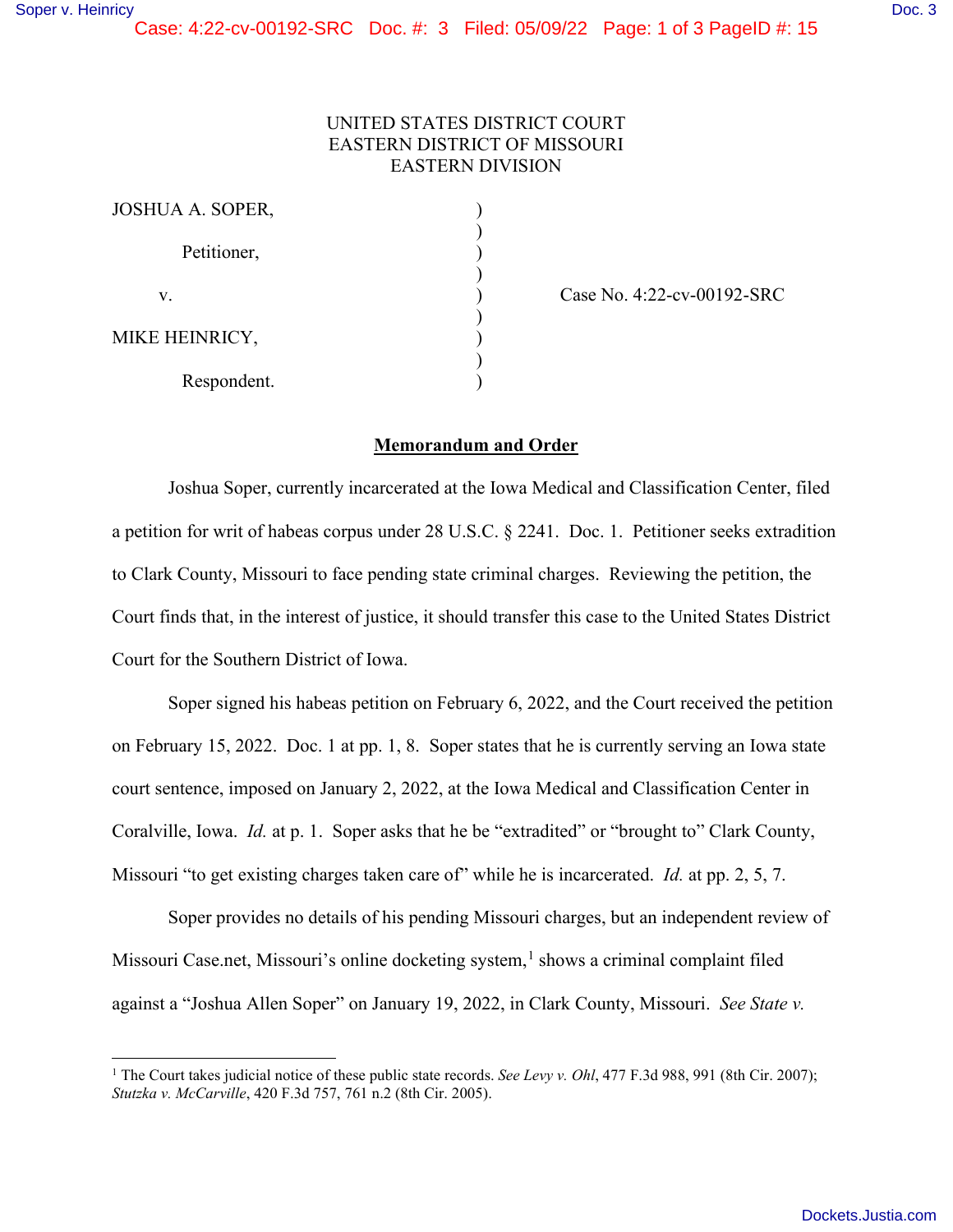UNITED STATES DISTRICT COURT
EASTERN DISTRICT OF MISSOURI
EASTERN DIVISION

| | | |
|---|---|---|
| JOSHUA A. SOPER, | ) | |
| Petitioner, | ) | |
| v. | ) | Case No. 4:22-cv-00192-SRC |
| MIKE HEINRICY, | ) | |
| Respondent. | ) | |

## Memorandum and Order

Joshua Soper, currently incarcerated at the Iowa Medical and Classification Center, filed a petition for writ of habeas corpus under 28 U.S.C. § 2241. Doc. 1. Petitioner seeks extradition to Clark County, Missouri to face pending state criminal charges. Reviewing the petition, the Court finds that, in the interest of justice, it should transfer this case to the United States District Court for the Southern District of Iowa.

Soper signed his habeas petition on February 6, 2022, and the Court received the petition on February 15, 2022. Doc. 1 at pp. 1, 8. Soper states that he is currently serving an Iowa state court sentence, imposed on January 2, 2022, at the Iowa Medical and Classification Center in Coralville, Iowa. *Id.* at p. 1. Soper asks that he be "extradited" or "brought to" Clark County, Missouri "to get existing charges taken care of" while he is incarcerated. *Id.* at pp. 2, 5, 7.

Soper provides no details of his pending Missouri charges, but an independent review of Missouri Case.net, Missouri's online docketing system,[1] shows a criminal complaint filed against a "Joshua Allen Soper" on January 19, 2022, in Clark County, Missouri. *See State v.*

---

[1] The Court takes judicial notice of these public state records. *See Levy v. Ohl*, 477 F.3d 988, 991 (8th Cir. 2007); *Stutzka v. McCarville*, 420 F.3d 757, 761 n.2 (8th Cir. 2005).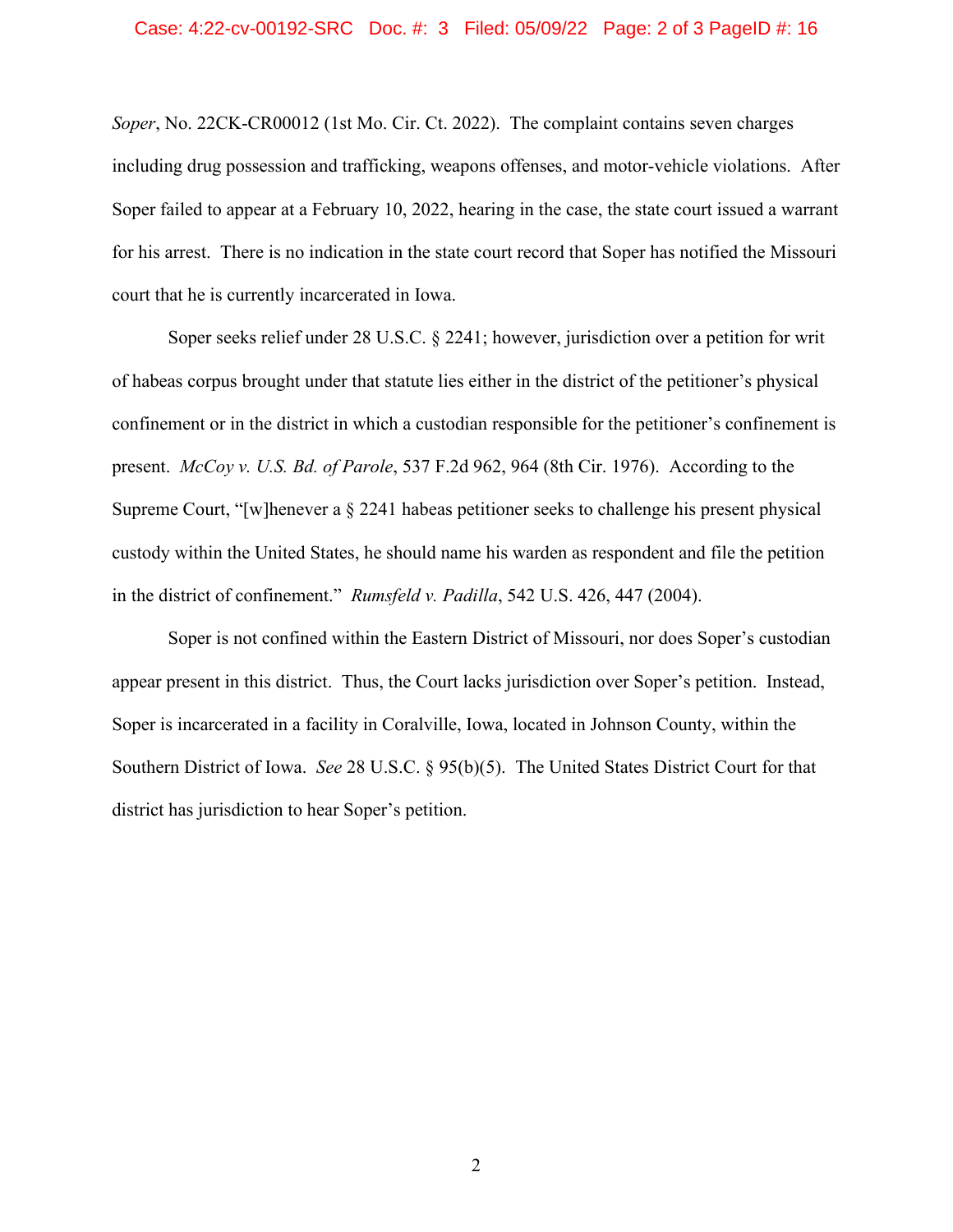*Soper*, No. 22CK-CR00012 (1st Mo. Cir. Ct. 2022). The complaint contains seven charges including drug possession and trafficking, weapons offenses, and motor-vehicle violations. After Soper failed to appear at a February 10, 2022, hearing in the case, the state court issued a warrant for his arrest. There is no indication in the state court record that Soper has notified the Missouri court that he is currently incarcerated in Iowa.

Soper seeks relief under 28 U.S.C. § 2241; however, jurisdiction over a petition for writ of habeas corpus brought under that statute lies either in the district of the petitioner's physical confinement or in the district in which a custodian responsible for the petitioner's confinement is present. *McCoy v. U.S. Bd. of Parole*, 537 F.2d 962, 964 (8th Cir. 1976). According to the Supreme Court, "[w]henever a § 2241 habeas petitioner seeks to challenge his present physical custody within the United States, he should name his warden as respondent and file the petition in the district of confinement." *Rumsfeld v. Padilla*, 542 U.S. 426, 447 (2004).

Soper is not confined within the Eastern District of Missouri, nor does Soper's custodian appear present in this district. Thus, the Court lacks jurisdiction over Soper's petition. Instead, Soper is incarcerated in a facility in Coralville, Iowa, located in Johnson County, within the Southern District of Iowa. *See* 28 U.S.C. § 95(b)(5). The United States District Court for that district has jurisdiction to hear Soper's petition.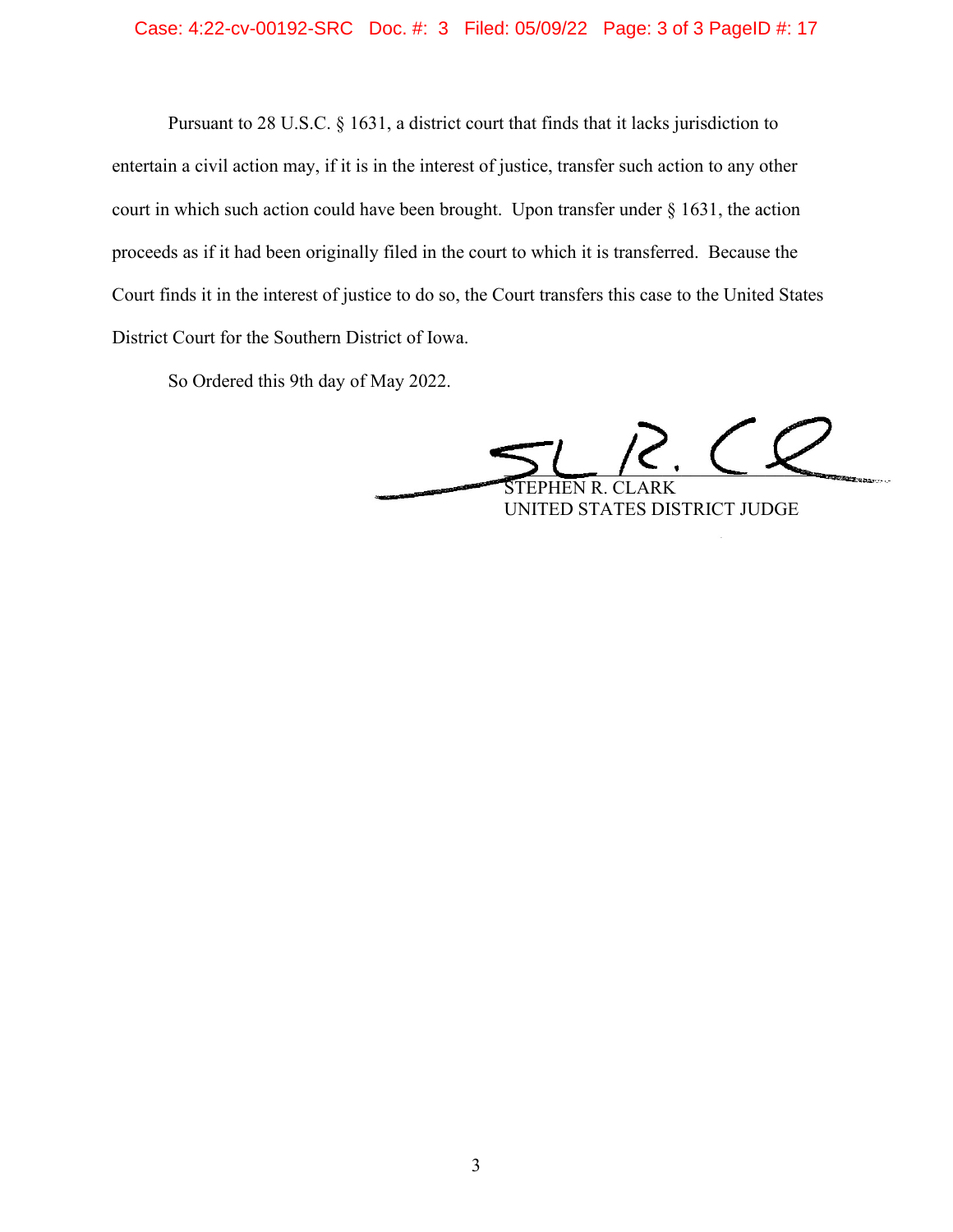Pursuant to 28 U.S.C. § 1631, a district court that finds that it lacks jurisdiction to entertain a civil action may, if it is in the interest of justice, transfer such action to any other court in which such action could have been brought. Upon transfer under § 1631, the action proceeds as if it had been originally filed in the court to which it is transferred. Because the Court finds it in the interest of justice to do so, the Court transfers this case to the United States District Court for the Southern District of Iowa.

So Ordered this 9th day of May 2022.

STEPHEN R. CLARK
UNITED STATES DISTRICT JUDGE